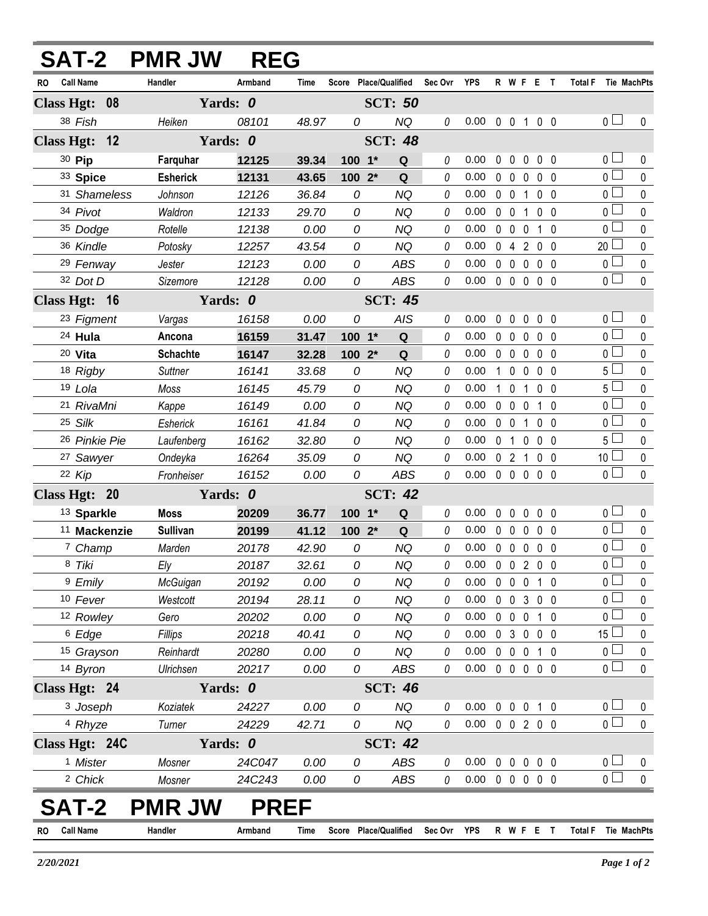# SAT-2 PMR JW REG

| RO | Call Name | Handler | Armband | Time | Score | Place/Qualified | Sec Ovr | YPS | R | W | F | E | T | Total F | Tie | MachPts |
|---|---|---|---|---|---|---|---|---|---|---|---|---|---|---|---|---|
| **Class Hgt: 08** | | **Yards: 0** | | | | **SCT: 50** | | | | | | | | | | |
| 38 | Fish | Heiken | 08101 | 48.97 | 0 | NQ | 0 | 0.00 | 0 | 0 | 1 | 0 | 0 | 0 | | 0 |
| **Class Hgt: 12** | | **Yards: 0** | | | | **SCT: 48** | | | | | | | | | | |
| 30 | **Pip** | **Farquhar** | **12125** | **39.34** | **100** | **1* Q** | 0 | 0.00 | 0 | 0 | 0 | 0 | 0 | 0 | | 0 |
| 33 | **Spice** | **Esherick** | **12131** | **43.65** | **100** | **2* Q** | 0 | 0.00 | 0 | 0 | 0 | 0 | 0 | 0 | | 0 |
| 31 | Shameless | Johnson | 12126 | 36.84 | 0 | NQ | 0 | 0.00 | 0 | 0 | 1 | 0 | 0 | 0 | | 0 |
| 34 | Pivot | Waldron | 12133 | 29.70 | 0 | NQ | 0 | 0.00 | 0 | 0 | 1 | 0 | 0 | 0 | | 0 |
| 35 | Dodge | Rotelle | 12138 | 0.00 | 0 | NQ | 0 | 0.00 | 0 | 0 | 0 | 1 | 0 | 0 | | 0 |
| 36 | Kindle | Potosky | 12257 | 43.54 | 0 | NQ | 0 | 0.00 | 0 | 4 | 2 | 0 | 0 | 20 | | 0 |
| 29 | Fenway | Jester | 12123 | 0.00 | 0 | ABS | 0 | 0.00 | 0 | 0 | 0 | 0 | 0 | 0 | | 0 |
| 32 | Dot D | Sizemore | 12128 | 0.00 | 0 | ABS | 0 | 0.00 | 0 | 0 | 0 | 0 | 0 | 0 | | 0 |
| **Class Hgt: 16** | | **Yards: 0** | | | | **SCT: 45** | | | | | | | | | | |
| 23 | Figment | Vargas | 16158 | 0.00 | 0 | AIS | 0 | 0.00 | 0 | 0 | 0 | 0 | 0 | 0 | | 0 |
| 24 | **Hula** | **Ancona** | **16159** | **31.47** | **100** | **1* Q** | 0 | 0.00 | 0 | 0 | 0 | 0 | 0 | 0 | | 0 |
| 20 | **Vita** | **Schachte** | **16147** | **32.28** | **100** | **2* Q** | 0 | 0.00 | 0 | 0 | 0 | 0 | 0 | 0 | | 0 |
| 18 | Rigby | Suttner | 16141 | 33.68 | 0 | NQ | 0 | 0.00 | 1 | 0 | 0 | 0 | 0 | 5 | | 0 |
| 19 | Lola | Moss | 16145 | 45.79 | 0 | NQ | 0 | 0.00 | 1 | 0 | 1 | 0 | 0 | 5 | | 0 |
| 21 | RivaMni | Kappe | 16149 | 0.00 | 0 | NQ | 0 | 0.00 | 0 | 0 | 0 | 1 | 0 | 0 | | 0 |
| 25 | Silk | Esherick | 16161 | 41.84 | 0 | NQ | 0 | 0.00 | 0 | 0 | 1 | 0 | 0 | 0 | | 0 |
| 26 | Pinkie Pie | Laufenberg | 16162 | 32.80 | 0 | NQ | 0 | 0.00 | 0 | 1 | 0 | 0 | 0 | 5 | | 0 |
| 27 | Sawyer | Ondeyka | 16264 | 35.09 | 0 | NQ | 0 | 0.00 | 0 | 2 | 1 | 0 | 0 | 10 | | 0 |
| 22 | Kip | Fronheiser | 16152 | 0.00 | 0 | ABS | 0 | 0.00 | 0 | 0 | 0 | 0 | 0 | 0 | | 0 |
| **Class Hgt: 20** | | **Yards: 0** | | | | **SCT: 42** | | | | | | | | | | |
| 13 | **Sparkle** | **Moss** | **20209** | **36.77** | **100** | **1* Q** | 0 | 0.00 | 0 | 0 | 0 | 0 | 0 | 0 | | 0 |
| 11 | **Mackenzie** | **Sullivan** | **20199** | **41.12** | **100** | **2* Q** | 0 | 0.00 | 0 | 0 | 0 | 0 | 0 | 0 | | 0 |
| 7 | Champ | Marden | 20178 | 42.90 | 0 | NQ | 0 | 0.00 | 0 | 0 | 0 | 0 | 0 | 0 | | 0 |
| 8 | Tiki | Ely | 20187 | 32.61 | 0 | NQ | 0 | 0.00 | 0 | 0 | 2 | 0 | 0 | 0 | | 0 |
| 9 | Emily | McGuigan | 20192 | 0.00 | 0 | NQ | 0 | 0.00 | 0 | 0 | 0 | 1 | 0 | 0 | | 0 |
| 10 | Fever | Westcott | 20194 | 28.11 | 0 | NQ | 0 | 0.00 | 0 | 0 | 3 | 0 | 0 | 0 | | 0 |
| 12 | Rowley | Gero | 20202 | 0.00 | 0 | NQ | 0 | 0.00 | 0 | 0 | 0 | 1 | 0 | 0 | | 0 |
| 6 | Edge | Fillips | 20218 | 40.41 | 0 | NQ | 0 | 0.00 | 0 | 3 | 0 | 0 | 0 | 15 | | 0 |
| 15 | Grayson | Reinhardt | 20280 | 0.00 | 0 | NQ | 0 | 0.00 | 0 | 0 | 0 | 1 | 0 | 0 | | 0 |
| 14 | Byron | Ulrichsen | 20217 | 0.00 | 0 | ABS | 0 | 0.00 | 0 | 0 | 0 | 0 | 0 | 0 | | 0 |
| **Class Hgt: 24** | | **Yards: 0** | | | | **SCT: 46** | | | | | | | | | | |
| 3 | Joseph | Koziatek | 24227 | 0.00 | 0 | NQ | 0 | 0.00 | 0 | 0 | 0 | 1 | 0 | 0 | | 0 |
| 4 | Rhyze | Turner | 24229 | 42.71 | 0 | NQ | 0 | 0.00 | 0 | 0 | 2 | 0 | 0 | 0 | | 0 |
| **Class Hgt: 24C** | | **Yards: 0** | | | | **SCT: 42** | | | | | | | | | | |
| 1 | Mister | Mosner | 24C047 | 0.00 | 0 | ABS | 0 | 0.00 | 0 | 0 | 0 | 0 | 0 | 0 | | 0 |
| 2 | Chick | Mosner | 24C243 | 0.00 | 0 | ABS | 0 | 0.00 | 0 | 0 | 0 | 0 | 0 | 0 | | 0 |

# SAT-2 PMR JW PREF

| RO | Call Name | Handler | Armband | Time | Score | Place/Qualified | Sec Ovr | YPS | R | W | F | E | T | Total F | Tie | MachPts |
|---|---|---|---|---|---|---|---|---|---|---|---|---|---|---|---|---|

*2/20/2021*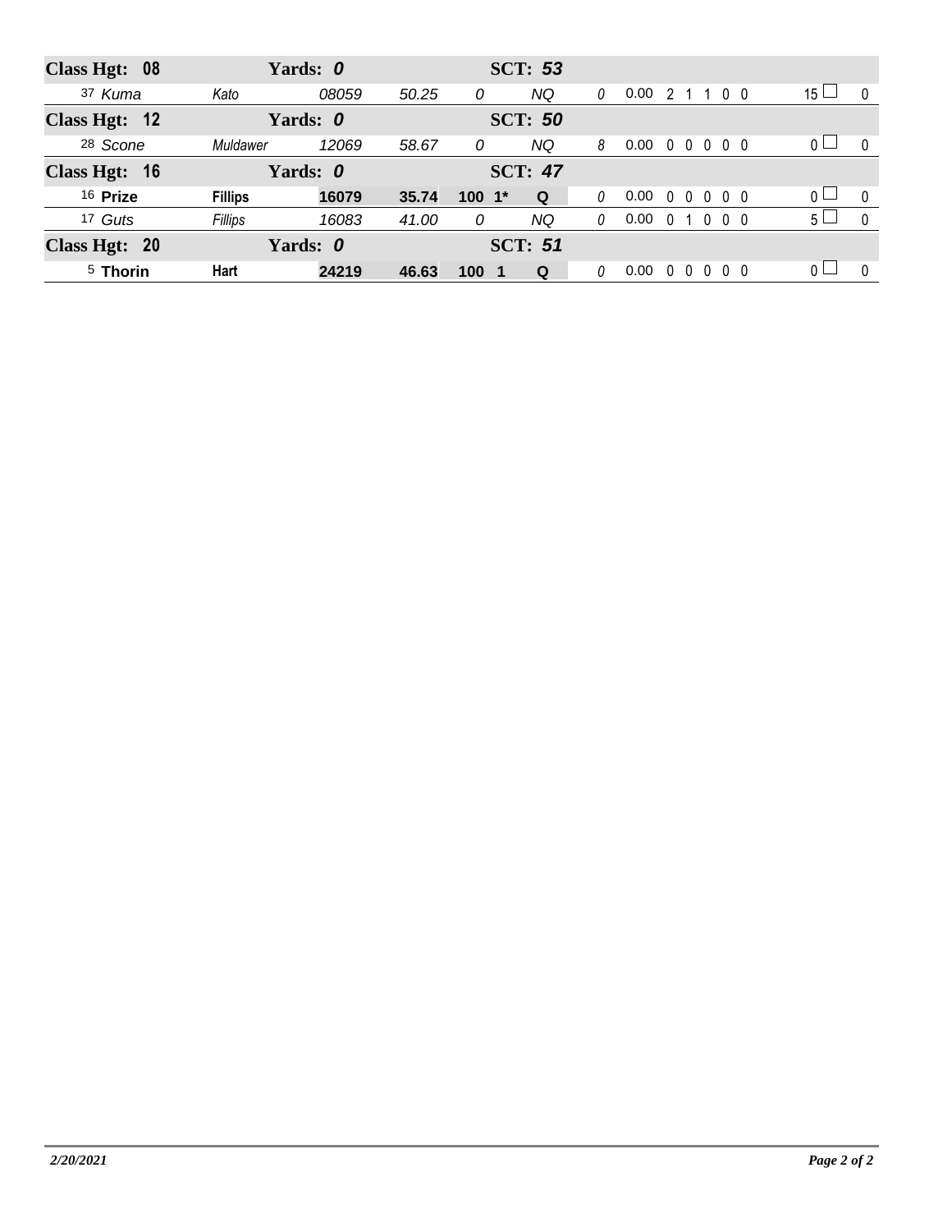| | | | | | | | | | | |
|---|---|---|---|---|---|---|---|---|---|---|
| **Class Hgt: 08** | | **Yards: 0** | | | **SCT: 53** | | | | | |
| 37 *Kuma* | *Kato* | *08059* | *50.25* | *0* | *NQ* | *0* | 0.00 | 2 1 1 0 0 | 15 ☐ | 0 |
| **Class Hgt: 12** | | **Yards: 0** | | | **SCT: 50** | | | | | |
| 28 *Scone* | *Muldawer* | *12069* | *58.67* | *0* | *NQ* | *8* | 0.00 | 0 0 0 0 0 | 0 ☐ | 0 |
| **Class Hgt: 16** | | **Yards: 0** | | | **SCT: 47** | | | | | |
| 16 **Prize** | **Fillips** | **16079** | **35.74** | **100 1*** | **Q** | *0* | 0.00 | 0 0 0 0 0 | 0 ☐ | 0 |
| 17 *Guts* | *Fillips* | *16083* | *41.00* | *0* | *NQ* | *0* | 0.00 | 0 1 0 0 0 | 5 ☐ | 0 |
| **Class Hgt: 20** | | **Yards: 0** | | | **SCT: 51** | | | | | |
| 5 **Thorin** | **Hart** | **24219** | **46.63** | **100 1** | **Q** | *0* | 0.00 | 0 0 0 0 0 | 0 ☐ | 0 |

*2/20/2021*